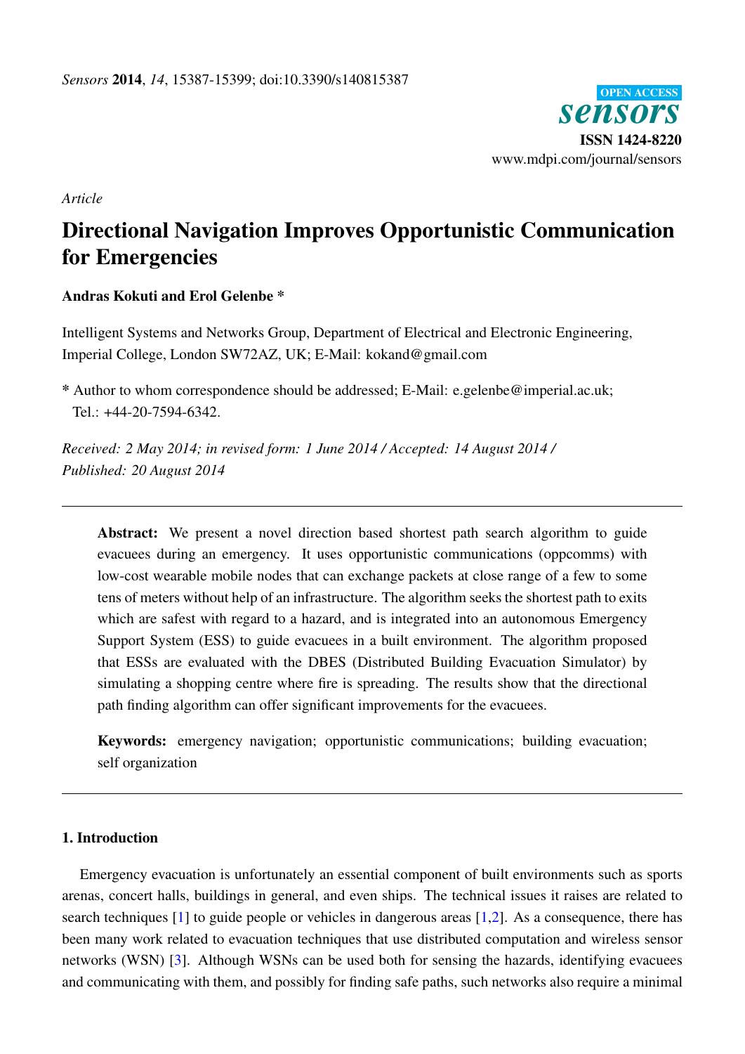*Sensors* **2014**, *14*, 15387-15399; doi:10.3390/s140815387

OPEN ACCESS

**sensors**

**ISSN 1424-8220**

www.mdpi.com/journal/sensors

*Article*

# Directional Navigation Improves Opportunistic Communication for Emergencies

**Andras Kokuti and Erol Gelenbe ***

Intelligent Systems and Networks Group, Department of Electrical and Electronic Engineering, Imperial College, London SW72AZ, UK; E-Mail: kokand@gmail.com

\* Author to whom correspondence should be addressed; E-Mail: e.gelenbe@imperial.ac.uk; Tel.: +44-20-7594-6342.

*Received: 2 May 2014; in revised form: 1 June 2014 / Accepted: 14 August 2014 / Published: 20 August 2014*

---

**Abstract:** We present a novel direction based shortest path search algorithm to guide evacuees during an emergency. It uses opportunistic communications (oppcomms) with low-cost wearable mobile nodes that can exchange packets at close range of a few to some tens of meters without help of an infrastructure. The algorithm seeks the shortest path to exits which are safest with regard to a hazard, and is integrated into an autonomous Emergency Support System (ESS) to guide evacuees in a built environment. The algorithm proposed that ESSs are evaluated with the DBES (Distributed Building Evacuation Simulator) by simulating a shopping centre where fire is spreading. The results show that the directional path finding algorithm can offer significant improvements for the evacuees.

**Keywords:** emergency navigation; opportunistic communications; building evacuation; self organization

---

## 1. Introduction

Emergency evacuation is unfortunately an essential component of built environments such as sports arenas, concert halls, buildings in general, and even ships. The technical issues it raises are related to search techniques [1] to guide people or vehicles in dangerous areas [1,2]. As a consequence, there has been many work related to evacuation techniques that use distributed computation and wireless sensor networks (WSN) [3]. Although WSNs can be used both for sensing the hazards, identifying evacuees and communicating with them, and possibly for finding safe paths, such networks also require a minimal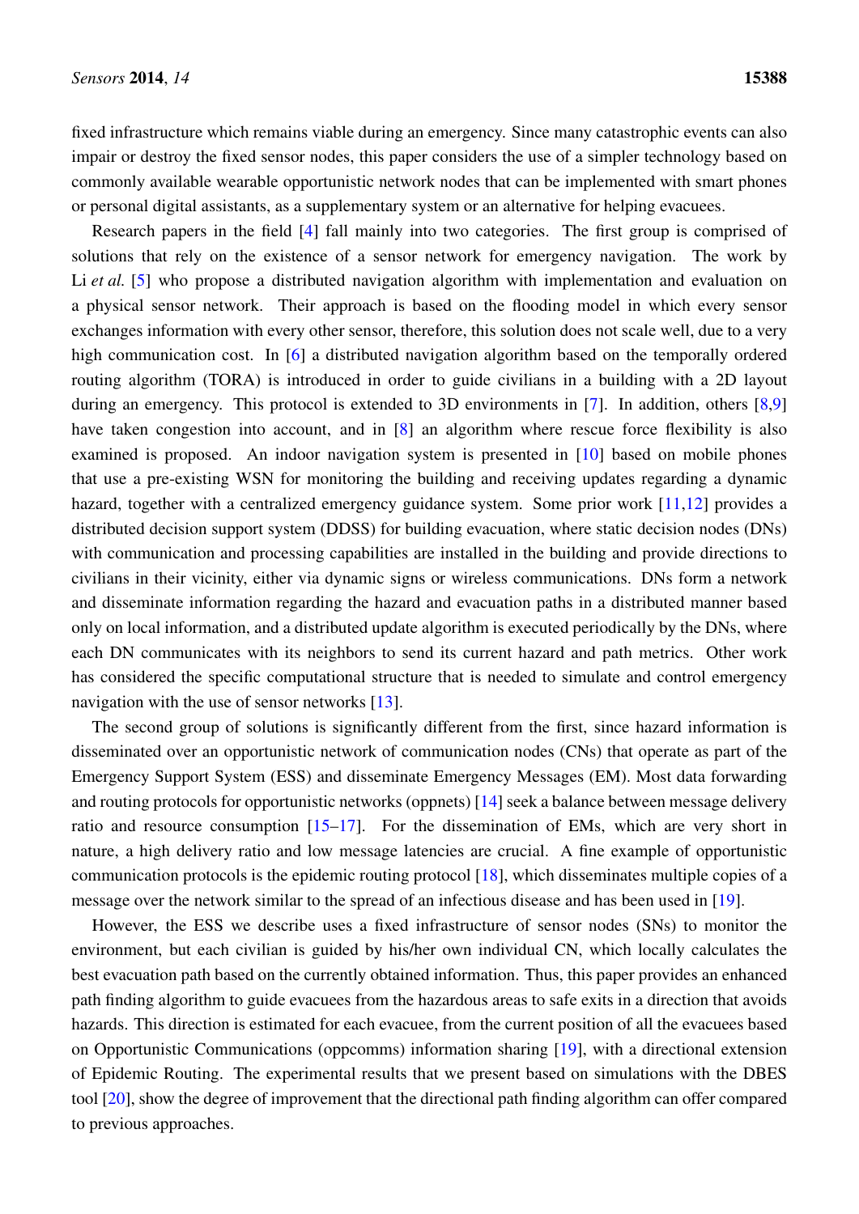fixed infrastructure which remains viable during an emergency. Since many catastrophic events can also impair or destroy the fixed sensor nodes, this paper considers the use of a simpler technology based on commonly available wearable opportunistic network nodes that can be implemented with smart phones or personal digital assistants, as a supplementary system or an alternative for helping evacuees.

Research papers in the field [4] fall mainly into two categories. The first group is comprised of solutions that rely on the existence of a sensor network for emergency navigation. The work by Li *et al.* [5] who propose a distributed navigation algorithm with implementation and evaluation on a physical sensor network. Their approach is based on the flooding model in which every sensor exchanges information with every other sensor, therefore, this solution does not scale well, due to a very high communication cost. In [6] a distributed navigation algorithm based on the temporally ordered routing algorithm (TORA) is introduced in order to guide civilians in a building with a 2D layout during an emergency. This protocol is extended to 3D environments in [7]. In addition, others [8,9] have taken congestion into account, and in [8] an algorithm where rescue force flexibility is also examined is proposed. An indoor navigation system is presented in [10] based on mobile phones that use a pre-existing WSN for monitoring the building and receiving updates regarding a dynamic hazard, together with a centralized emergency guidance system. Some prior work [11,12] provides a distributed decision support system (DDSS) for building evacuation, where static decision nodes (DNs) with communication and processing capabilities are installed in the building and provide directions to civilians in their vicinity, either via dynamic signs or wireless communications. DNs form a network and disseminate information regarding the hazard and evacuation paths in a distributed manner based only on local information, and a distributed update algorithm is executed periodically by the DNs, where each DN communicates with its neighbors to send its current hazard and path metrics. Other work has considered the specific computational structure that is needed to simulate and control emergency navigation with the use of sensor networks [13].

The second group of solutions is significantly different from the first, since hazard information is disseminated over an opportunistic network of communication nodes (CNs) that operate as part of the Emergency Support System (ESS) and disseminate Emergency Messages (EM). Most data forwarding and routing protocols for opportunistic networks (oppnets) [14] seek a balance between message delivery ratio and resource consumption [15–17]. For the dissemination of EMs, which are very short in nature, a high delivery ratio and low message latencies are crucial. A fine example of opportunistic communication protocols is the epidemic routing protocol [18], which disseminates multiple copies of a message over the network similar to the spread of an infectious disease and has been used in [19].

However, the ESS we describe uses a fixed infrastructure of sensor nodes (SNs) to monitor the environment, but each civilian is guided by his/her own individual CN, which locally calculates the best evacuation path based on the currently obtained information. Thus, this paper provides an enhanced path finding algorithm to guide evacuees from the hazardous areas to safe exits in a direction that avoids hazards. This direction is estimated for each evacuee, from the current position of all the evacuees based on Opportunistic Communications (oppcomms) information sharing [19], with a directional extension of Epidemic Routing. The experimental results that we present based on simulations with the DBES tool [20], show the degree of improvement that the directional path finding algorithm can offer compared to previous approaches.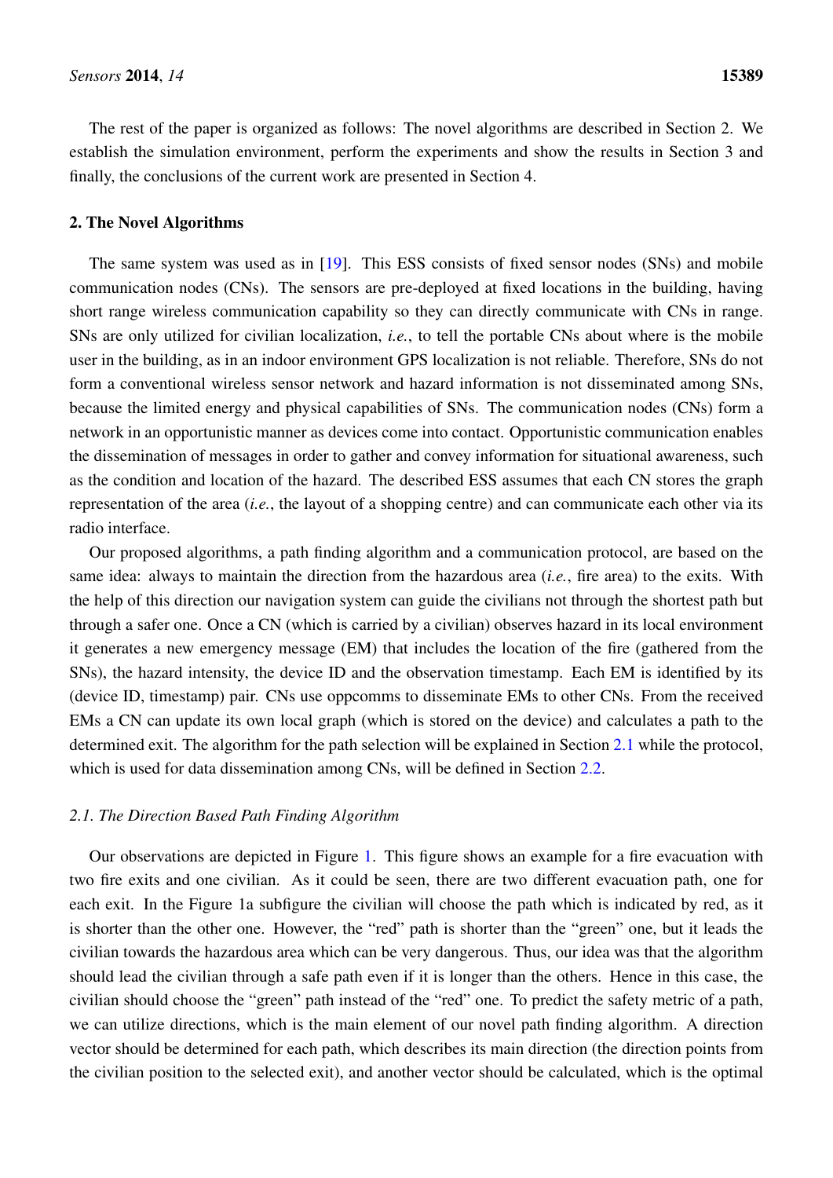The rest of the paper is organized as follows: The novel algorithms are described in Section 2. We establish the simulation environment, perform the experiments and show the results in Section 3 and finally, the conclusions of the current work are presented in Section 4.

## 2. The Novel Algorithms

The same system was used as in [19]. This ESS consists of fixed sensor nodes (SNs) and mobile communication nodes (CNs). The sensors are pre-deployed at fixed locations in the building, having short range wireless communication capability so they can directly communicate with CNs in range. SNs are only utilized for civilian localization, *i.e.*, to tell the portable CNs about where is the mobile user in the building, as in an indoor environment GPS localization is not reliable. Therefore, SNs do not form a conventional wireless sensor network and hazard information is not disseminated among SNs, because the limited energy and physical capabilities of SNs. The communication nodes (CNs) form a network in an opportunistic manner as devices come into contact. Opportunistic communication enables the dissemination of messages in order to gather and convey information for situational awareness, such as the condition and location of the hazard. The described ESS assumes that each CN stores the graph representation of the area (*i.e.*, the layout of a shopping centre) and can communicate each other via its radio interface.

Our proposed algorithms, a path finding algorithm and a communication protocol, are based on the same idea: always to maintain the direction from the hazardous area (*i.e.*, fire area) to the exits. With the help of this direction our navigation system can guide the civilians not through the shortest path but through a safer one. Once a CN (which is carried by a civilian) observes hazard in its local environment it generates a new emergency message (EM) that includes the location of the fire (gathered from the SNs), the hazard intensity, the device ID and the observation timestamp. Each EM is identified by its (device ID, timestamp) pair. CNs use oppcomms to disseminate EMs to other CNs. From the received EMs a CN can update its own local graph (which is stored on the device) and calculates a path to the determined exit. The algorithm for the path selection will be explained in Section 2.1 while the protocol, which is used for data dissemination among CNs, will be defined in Section 2.2.

### *2.1. The Direction Based Path Finding Algorithm*

Our observations are depicted in Figure 1. This figure shows an example for a fire evacuation with two fire exits and one civilian. As it could be seen, there are two different evacuation path, one for each exit. In the Figure 1a subfigure the civilian will choose the path which is indicated by red, as it is shorter than the other one. However, the "red" path is shorter than the "green" one, but it leads the civilian towards the hazardous area which can be very dangerous. Thus, our idea was that the algorithm should lead the civilian through a safe path even if it is longer than the others. Hence in this case, the civilian should choose the "green" path instead of the "red" one. To predict the safety metric of a path, we can utilize directions, which is the main element of our novel path finding algorithm. A direction vector should be determined for each path, which describes its main direction (the direction points from the civilian position to the selected exit), and another vector should be calculated, which is the optimal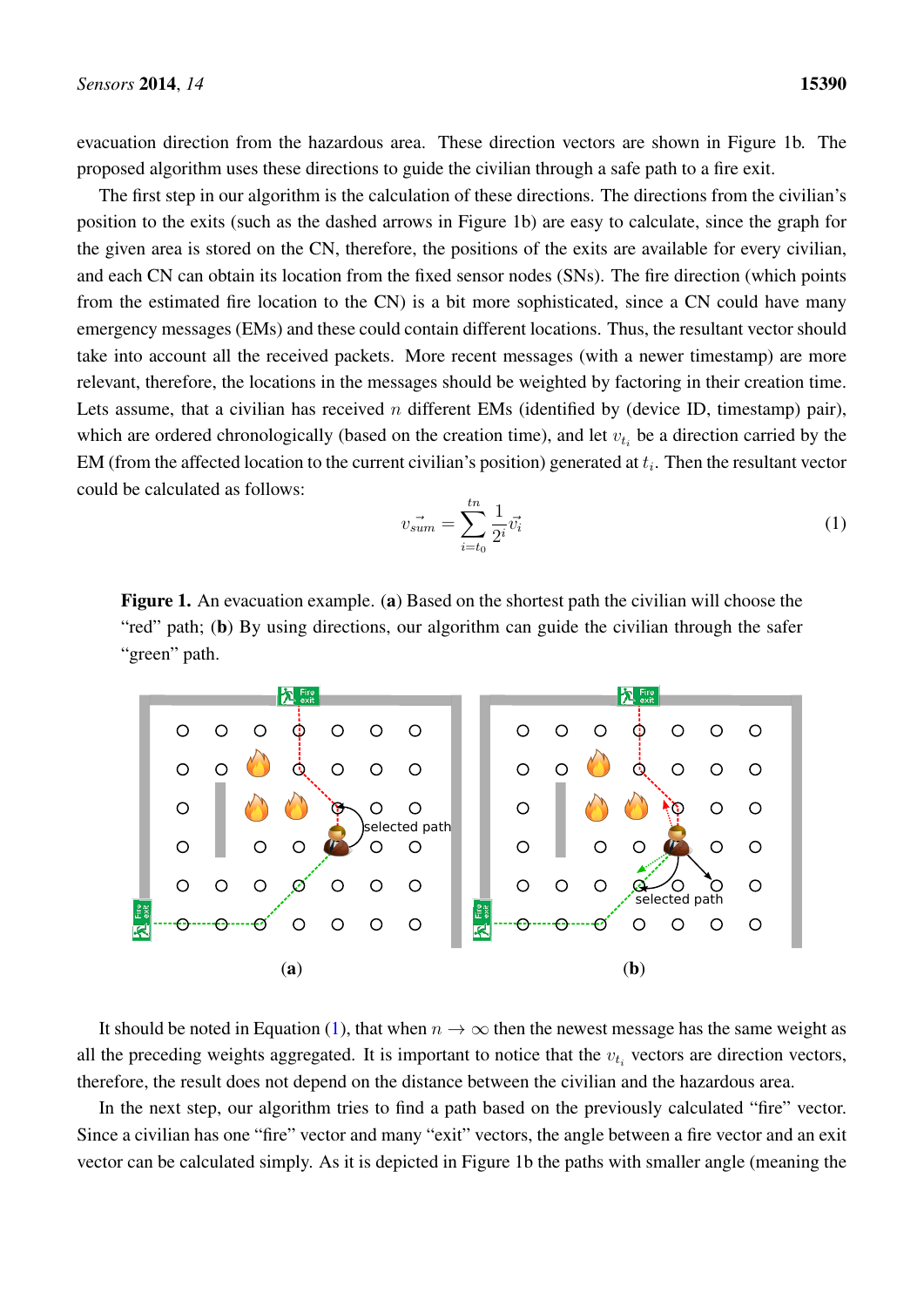evacuation direction from the hazardous area. These direction vectors are shown in Figure 1b. The proposed algorithm uses these directions to guide the civilian through a safe path to a fire exit.

The first step in our algorithm is the calculation of these directions. The directions from the civilian's position to the exits (such as the dashed arrows in Figure 1b) are easy to calculate, since the graph for the given area is stored on the CN, therefore, the positions of the exits are available for every civilian, and each CN can obtain its location from the fixed sensor nodes (SNs). The fire direction (which points from the estimated fire location to the CN) is a bit more sophisticated, since a CN could have many emergency messages (EMs) and these could contain different locations. Thus, the resultant vector should take into account all the received packets. More recent messages (with a newer timestamp) are more relevant, therefore, the locations in the messages should be weighted by factoring in their creation time. Lets assume, that a civilian has received $n$ different EMs (identified by (device ID, timestamp) pair), which are ordered chronologically (based on the creation time), and let $v_{t_i}$ be a direction carried by the EM (from the affected location to the current civilian's position) generated at $t_i$. Then the resultant vector could be calculated as follows:

$$v_{\vec{sum}} = \sum_{i=t_0}^{tn} \frac{1}{2^i} \vec{v_i} \tag{1}$$

**Figure 1.** An evacuation example. (**a**) Based on the shortest path the civilian will choose the "red" path; (**b**) By using directions, our algorithm can guide the civilian through the safer "green" path.

It should be noted in Equation (1), that when $n \to \infty$ then the newest message has the same weight as all the preceding weights aggregated. It is important to notice that the $v_{t_i}$ vectors are direction vectors, therefore, the result does not depend on the distance between the civilian and the hazardous area.

In the next step, our algorithm tries to find a path based on the previously calculated "fire" vector. Since a civilian has one "fire" vector and many "exit" vectors, the angle between a fire vector and an exit vector can be calculated simply. As it is depicted in Figure 1b the paths with smaller angle (meaning the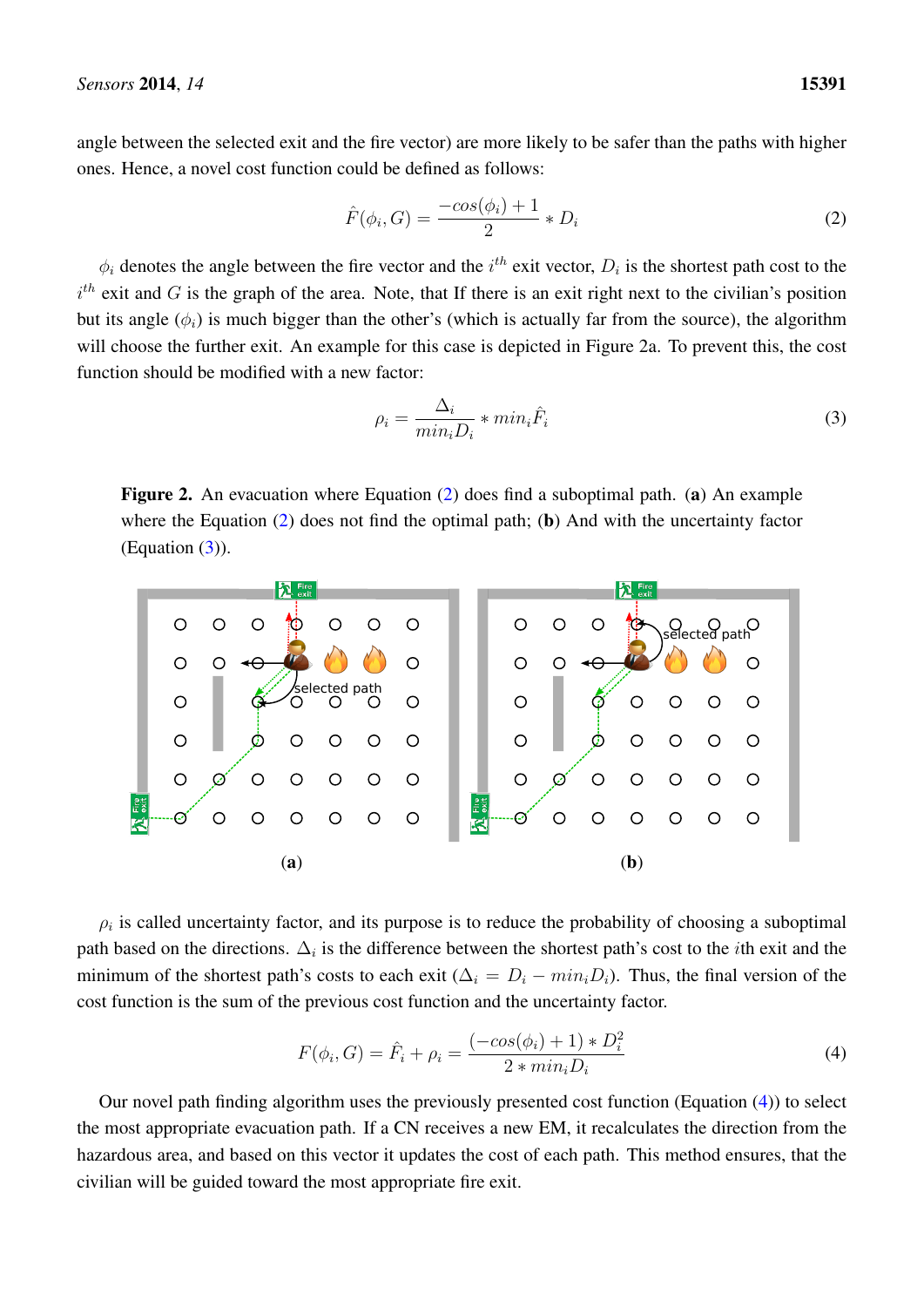angle between the selected exit and the fire vector) are more likely to be safer than the paths with higher ones. Hence, a novel cost function could be defined as follows:

$$\hat{F}(\phi_i, G) = \frac{-cos(\phi_i) + 1}{2} * D_i \tag{2}$$

$\phi_i$ denotes the angle between the fire vector and the $i^{th}$ exit vector, $D_i$ is the shortest path cost to the $i^{th}$ exit and $G$ is the graph of the area. Note, that If there is an exit right next to the civilian's position but its angle ($\phi_i$) is much bigger than the other's (which is actually far from the source), the algorithm will choose the further exit. An example for this case is depicted in Figure 2a. To prevent this, the cost function should be modified with a new factor:

$$\rho_i = \frac{\Delta_i}{min_i D_i} * min_i \hat{F}_i \tag{3}$$

**Figure 2.** An evacuation where Equation (2) does find a suboptimal path. (**a**) An example where the Equation (2) does not find the optimal path; (**b**) And with the uncertainty factor (Equation (3)).

$\rho_i$ is called uncertainty factor, and its purpose is to reduce the probability of choosing a suboptimal path based on the directions. $\Delta_i$ is the difference between the shortest path's cost to the $i$th exit and the minimum of the shortest path's costs to each exit ($\Delta_i = D_i - min_i D_i$). Thus, the final version of the cost function is the sum of the previous cost function and the uncertainty factor.

$$F(\phi_i, G) = \hat{F}_i + \rho_i = \frac{(-cos(\phi_i) + 1) * D_i^2}{2 * min_i D_i} \tag{4}$$

Our novel path finding algorithm uses the previously presented cost function (Equation (4)) to select the most appropriate evacuation path. If a CN receives a new EM, it recalculates the direction from the hazardous area, and based on this vector it updates the cost of each path. This method ensures, that the civilian will be guided toward the most appropriate fire exit.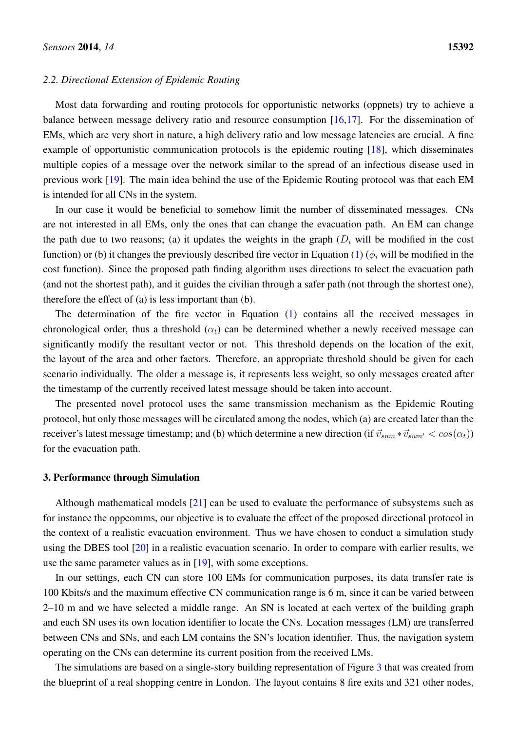### 2.2. Directional Extension of Epidemic Routing

Most data forwarding and routing protocols for opportunistic networks (oppnets) try to achieve a balance between message delivery ratio and resource consumption [16,17]. For the dissemination of EMs, which are very short in nature, a high delivery ratio and low message latencies are crucial. A fine example of opportunistic communication protocols is the epidemic routing [18], which disseminates multiple copies of a message over the network similar to the spread of an infectious disease used in previous work [19]. The main idea behind the use of the Epidemic Routing protocol was that each EM is intended for all CNs in the system.

In our case it would be beneficial to somehow limit the number of disseminated messages. CNs are not interested in all EMs, only the ones that can change the evacuation path. An EM can change the path due to two reasons; (a) it updates the weights in the graph ($D_i$ will be modified in the cost function) or (b) it changes the previously described fire vector in Equation (1) ($\phi_i$ will be modified in the cost function). Since the proposed path finding algorithm uses directions to select the evacuation path (and not the shortest path), and it guides the civilian through a safer path (not through the shortest one), therefore the effect of (a) is less important than (b).

The determination of the fire vector in Equation (1) contains all the received messages in chronological order, thus a threshold ($\alpha_t$) can be determined whether a newly received message can significantly modify the resultant vector or not. This threshold depends on the location of the exit, the layout of the area and other factors. Therefore, an appropriate threshold should be given for each scenario individually. The older a message is, it represents less weight, so only messages created after the timestamp of the currently received latest message should be taken into account.

The presented novel protocol uses the same transmission mechanism as the Epidemic Routing protocol, but only those messages will be circulated among the nodes, which (a) are created later than the receiver's latest message timestamp; and (b) which determine a new direction (if $\vec{v}_{sum} * \vec{v}_{sum'} < cos(\alpha_t)$) for the evacuation path.

## 3. Performance through Simulation

Although mathematical models [21] can be used to evaluate the performance of subsystems such as for instance the oppcomms, our objective is to evaluate the effect of the proposed directional protocol in the context of a realistic evacuation environment. Thus we have chosen to conduct a simulation study using the DBES tool [20] in a realistic evacuation scenario. In order to compare with earlier results, we use the same parameter values as in [19], with some exceptions.

In our settings, each CN can store 100 EMs for communication purposes, its data transfer rate is 100 Kbits/s and the maximum effective CN communication range is 6 m, since it can be varied between 2–10 m and we have selected a middle range. An SN is located at each vertex of the building graph and each SN uses its own location identifier to locate the CNs. Location messages (LM) are transferred between CNs and SNs, and each LM contains the SN's location identifier. Thus, the navigation system operating on the CNs can determine its current position from the received LMs.

The simulations are based on a single-story building representation of Figure 3 that was created from the blueprint of a real shopping centre in London. The layout contains 8 fire exits and 321 other nodes,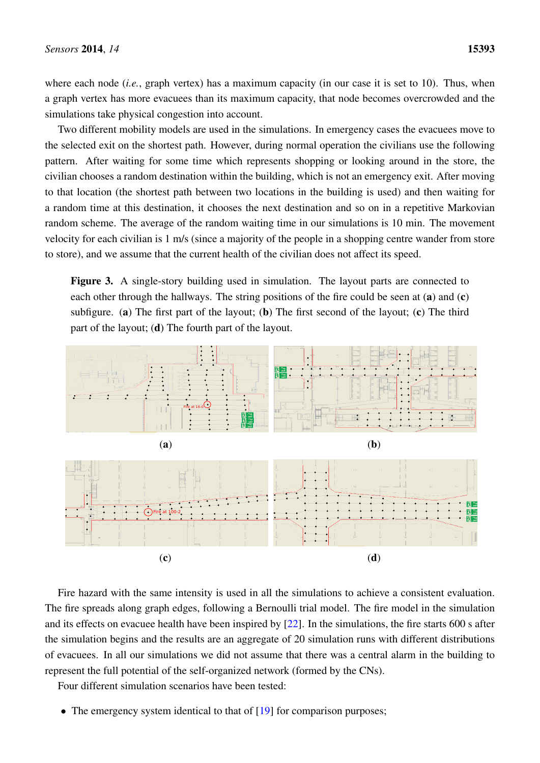where each node (*i.e.*, graph vertex) has a maximum capacity (in our case it is set to 10). Thus, when a graph vertex has more evacuees than its maximum capacity, that node becomes overcrowded and the simulations take physical congestion into account.

Two different mobility models are used in the simulations. In emergency cases the evacuees move to the selected exit on the shortest path. However, during normal operation the civilians use the following pattern. After waiting for some time which represents shopping or looking around in the store, the civilian chooses a random destination within the building, which is not an emergency exit. After moving to that location (the shortest path between two locations in the building is used) and then waiting for a random time at this destination, it chooses the next destination and so on in a repetitive Markovian random scheme. The average of the random waiting time in our simulations is 10 min. The movement velocity for each civilian is 1 m/s (since a majority of the people in a shopping centre wander from store to store), and we assume that the current health of the civilian does not affect its speed.

**Figure 3.** A single-story building used in simulation. The layout parts are connected to each other through the hallways. The string positions of the fire could be seen at (**a**) and (**c**) subfigure. (**a**) The first part of the layout; (**b**) The first second of the layout; (**c**) The third part of the layout; (**d**) The fourth part of the layout.

(**a**) (**b**)

(**c**) (**d**)

Fire hazard with the same intensity is used in all the simulations to achieve a consistent evaluation. The fire spreads along graph edges, following a Bernoulli trial model. The fire model in the simulation and its effects on evacuee health have been inspired by [22]. In the simulations, the fire starts 600 s after the simulation begins and the results are an aggregate of 20 simulation runs with different distributions of evacuees. In all our simulations we did not assume that there was a central alarm in the building to represent the full potential of the self-organized network (formed by the CNs).

Four different simulation scenarios have been tested:

- The emergency system identical to that of [19] for comparison purposes;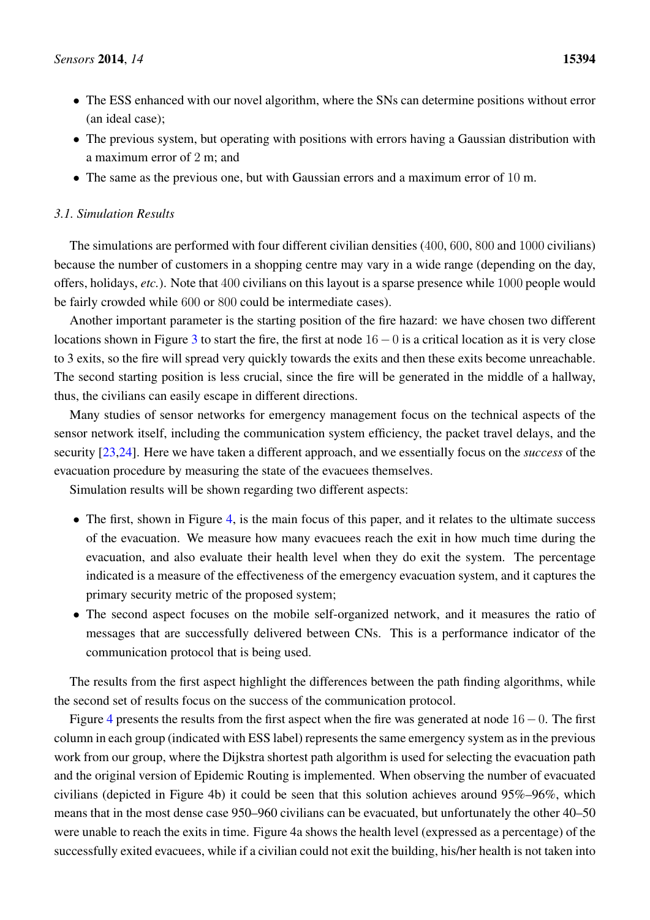- The ESS enhanced with our novel algorithm, where the SNs can determine positions without error (an ideal case);
- The previous system, but operating with positions with errors having a Gaussian distribution with a maximum error of 2 m; and
- The same as the previous one, but with Gaussian errors and a maximum error of 10 m.

### 3.1. Simulation Results

The simulations are performed with four different civilian densities (400, 600, 800 and 1000 civilians) because the number of customers in a shopping centre may vary in a wide range (depending on the day, offers, holidays, *etc.*). Note that 400 civilians on this layout is a sparse presence while 1000 people would be fairly crowded while 600 or 800 could be intermediate cases).

Another important parameter is the starting position of the fire hazard: we have chosen two different locations shown in Figure 3 to start the fire, the first at node $16-0$ is a critical location as it is very close to 3 exits, so the fire will spread very quickly towards the exits and then these exits become unreachable. The second starting position is less crucial, since the fire will be generated in the middle of a hallway, thus, the civilians can easily escape in different directions.

Many studies of sensor networks for emergency management focus on the technical aspects of the sensor network itself, including the communication system efficiency, the packet travel delays, and the security [23,24]. Here we have taken a different approach, and we essentially focus on the *success* of the evacuation procedure by measuring the state of the evacuees themselves.

Simulation results will be shown regarding two different aspects:

- The first, shown in Figure 4, is the main focus of this paper, and it relates to the ultimate success of the evacuation. We measure how many evacuees reach the exit in how much time during the evacuation, and also evaluate their health level when they do exit the system. The percentage indicated is a measure of the effectiveness of the emergency evacuation system, and it captures the primary security metric of the proposed system;
- The second aspect focuses on the mobile self-organized network, and it measures the ratio of messages that are successfully delivered between CNs. This is a performance indicator of the communication protocol that is being used.

The results from the first aspect highlight the differences between the path finding algorithms, while the second set of results focus on the success of the communication protocol.

Figure 4 presents the results from the first aspect when the fire was generated at node $16-0$. The first column in each group (indicated with ESS label) represents the same emergency system as in the previous work from our group, where the Dijkstra shortest path algorithm is used for selecting the evacuation path and the original version of Epidemic Routing is implemented. When observing the number of evacuated civilians (depicted in Figure 4b) it could be seen that this solution achieves around 95%–96%, which means that in the most dense case 950–960 civilians can be evacuated, but unfortunately the other 40–50 were unable to reach the exits in time. Figure 4a shows the health level (expressed as a percentage) of the successfully exited evacuees, while if a civilian could not exit the building, his/her health is not taken into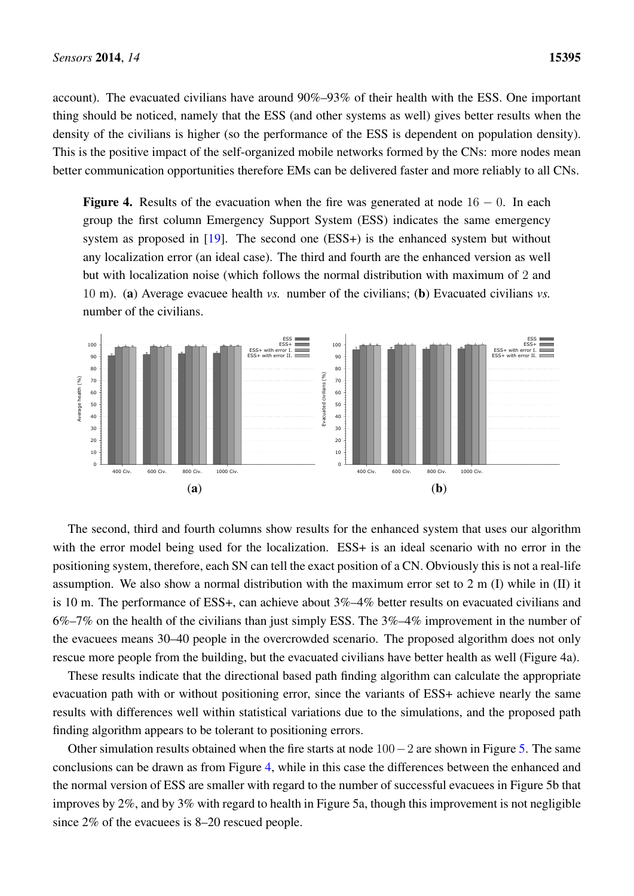account). The evacuated civilians have around 90%–93% of their health with the ESS. One important thing should be noticed, namely that the ESS (and other systems as well) gives better results when the density of the civilians is higher (so the performance of the ESS is dependent on population density). This is the positive impact of the self-organized mobile networks formed by the CNs: more nodes mean better communication opportunities therefore EMs can be delivered faster and more reliably to all CNs.

**Figure 4.** Results of the evacuation when the fire was generated at node $16 - 0$. In each group the first column Emergency Support System (ESS) indicates the same emergency system as proposed in [19]. The second one (ESS+) is the enhanced system but without any localization error (an ideal case). The third and fourth are the enhanced version as well but with localization noise (which follows the normal distribution with maximum of 2 and 10 m). (**a**) Average evacuee health *vs.* number of the civilians; (**b**) Evacuated civilians *vs.* number of the civilians.

The second, third and fourth columns show results for the enhanced system that uses our algorithm with the error model being used for the localization. ESS+ is an ideal scenario with no error in the positioning system, therefore, each SN can tell the exact position of a CN. Obviously this is not a real-life assumption. We also show a normal distribution with the maximum error set to 2 m (I) while in (II) it is 10 m. The performance of ESS+, can achieve about 3%–4% better results on evacuated civilians and 6%–7% on the health of the civilians than just simply ESS. The 3%–4% improvement in the number of the evacuees means 30–40 people in the overcrowded scenario. The proposed algorithm does not only rescue more people from the building, but the evacuated civilians have better health as well (Figure 4a).

These results indicate that the directional based path finding algorithm can calculate the appropriate evacuation path with or without positioning error, since the variants of ESS+ achieve nearly the same results with differences well within statistical variations due to the simulations, and the proposed path finding algorithm appears to be tolerant to positioning errors.

Other simulation results obtained when the fire starts at node $100 - 2$ are shown in Figure 5. The same conclusions can be drawn as from Figure 4, while in this case the differences between the enhanced and the normal version of ESS are smaller with regard to the number of successful evacuees in Figure 5b that improves by 2%, and by 3% with regard to health in Figure 5a, though this improvement is not negligible since 2% of the evacuees is 8–20 rescued people.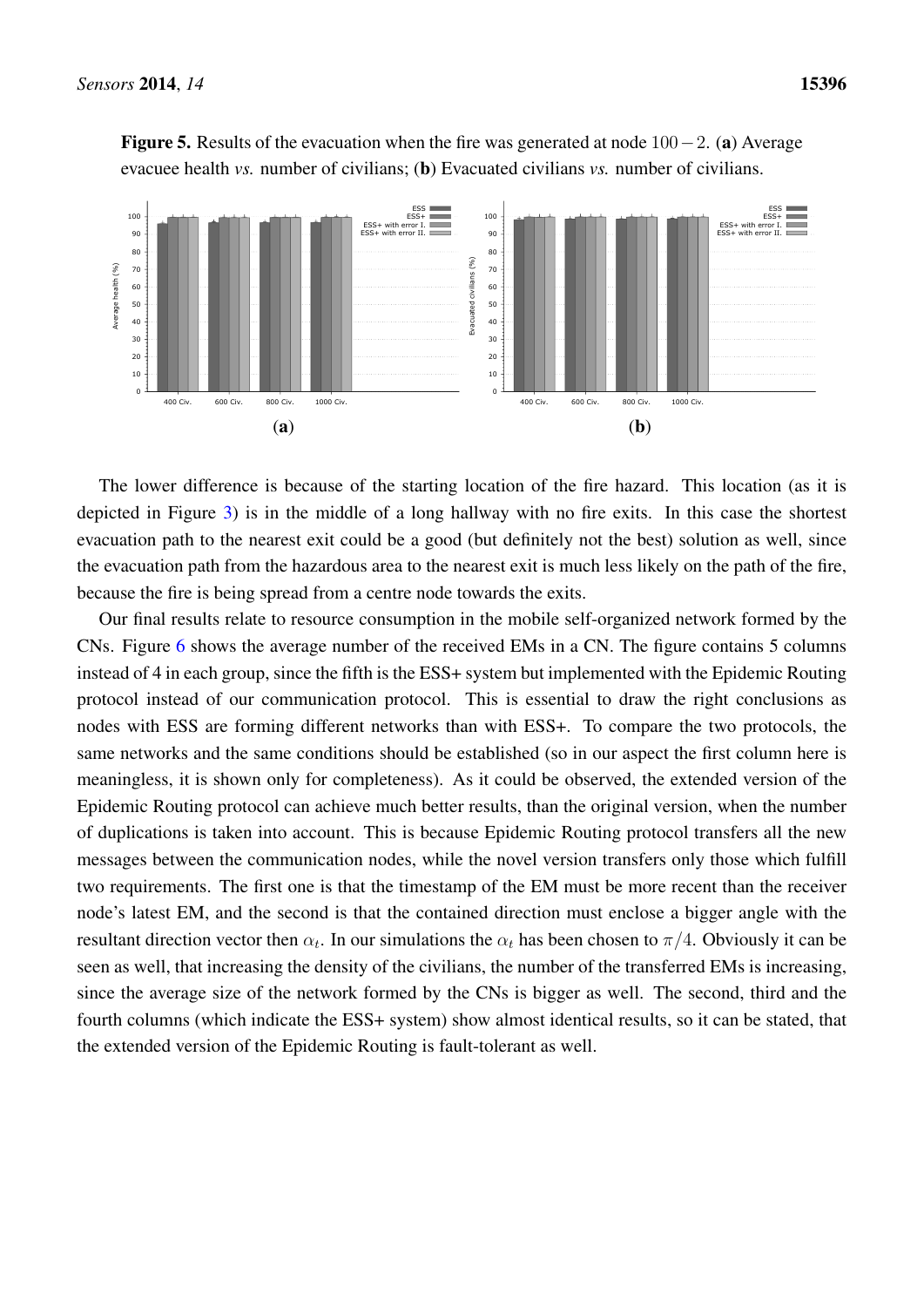**Figure 5.** Results of the evacuation when the fire was generated at node $100-2$. (**a**) Average evacuee health *vs.* number of civilians; (**b**) Evacuated civilians *vs.* number of civilians.

The lower difference is because of the starting location of the fire hazard. This location (as it is depicted in Figure 3) is in the middle of a long hallway with no fire exits. In this case the shortest evacuation path to the nearest exit could be a good (but definitely not the best) solution as well, since the evacuation path from the hazardous area to the nearest exit is much less likely on the path of the fire, because the fire is being spread from a centre node towards the exits.

Our final results relate to resource consumption in the mobile self-organized network formed by the CNs. Figure 6 shows the average number of the received EMs in a CN. The figure contains 5 columns instead of 4 in each group, since the fifth is the ESS+ system but implemented with the Epidemic Routing protocol instead of our communication protocol. This is essential to draw the right conclusions as nodes with ESS are forming different networks than with ESS+. To compare the two protocols, the same networks and the same conditions should be established (so in our aspect the first column here is meaningless, it is shown only for completeness). As it could be observed, the extended version of the Epidemic Routing protocol can achieve much better results, than the original version, when the number of duplications is taken into account. This is because Epidemic Routing protocol transfers all the new messages between the communication nodes, while the novel version transfers only those which fulfill two requirements. The first one is that the timestamp of the EM must be more recent than the receiver node's latest EM, and the second is that the contained direction must enclose a bigger angle with the resultant direction vector then $\alpha_t$. In our simulations the $\alpha_t$ has been chosen to $\pi/4$. Obviously it can be seen as well, that increasing the density of the civilians, the number of the transferred EMs is increasing, since the average size of the network formed by the CNs is bigger as well. The second, third and the fourth columns (which indicate the ESS+ system) show almost identical results, so it can be stated, that the extended version of the Epidemic Routing is fault-tolerant as well.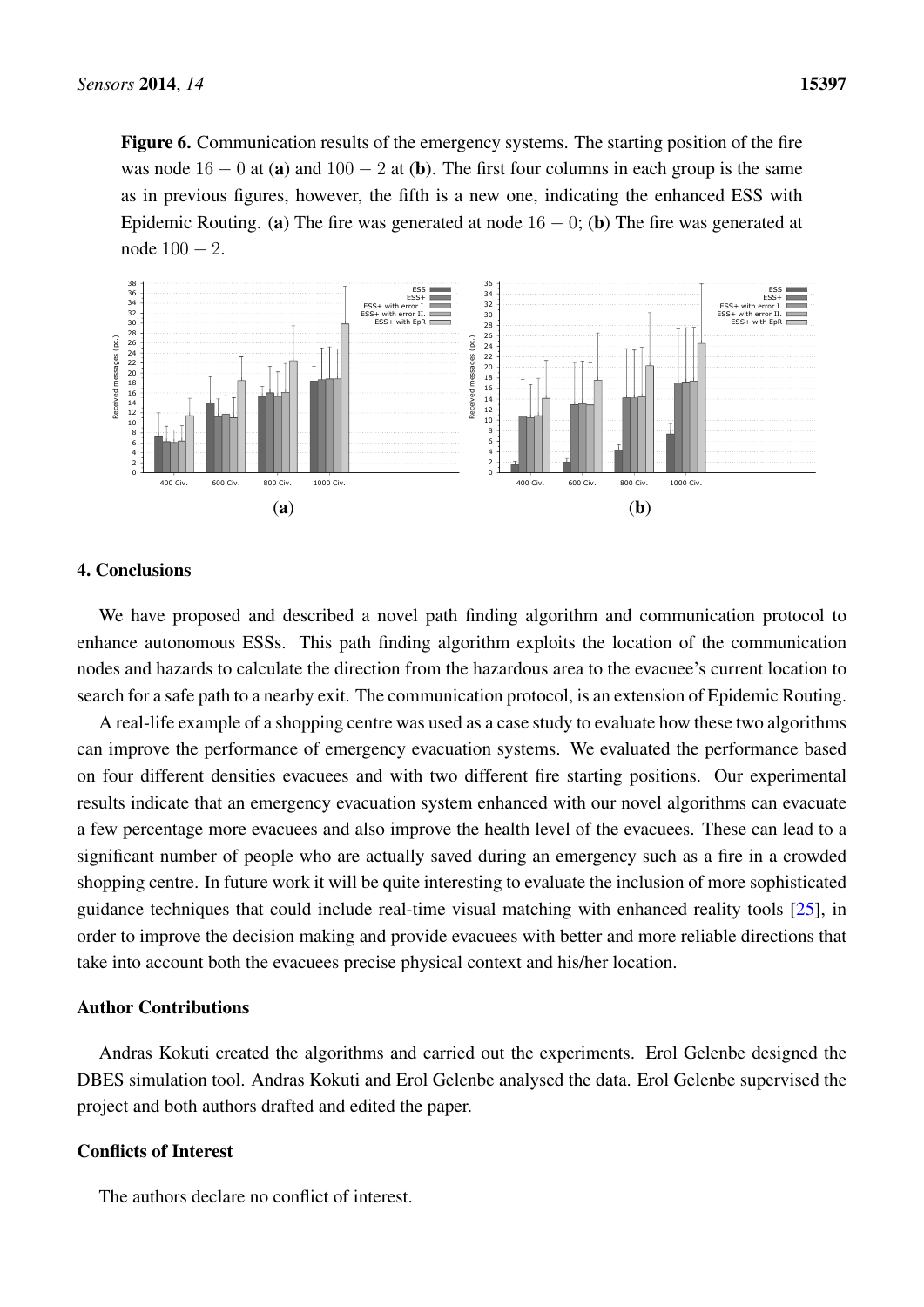**Figure 6.** Communication results of the emergency systems. The starting position of the fire was node $16-0$ at (**a**) and $100-2$ at (**b**). The first four columns in each group is the same as in previous figures, however, the fifth is a new one, indicating the enhanced ESS with Epidemic Routing. (**a**) The fire was generated at node $16-0$; (**b**) The fire was generated at node $100-2$.

Received messages (pc.)
38
36
34
32
30
28
26
24
22
20
18
16
14
12
10
8
6
4
2
0
ESS
ESS+
ESS+ with error I.
ESS+ with error II.
ESS+ with EpR
400 Civ.
600 Civ.
800 Civ.
1000 Civ.

(**a**)

Received messages (pc.)
36
34
32
30
28
26
24
22
20
18
16
14
12
10
8
6
4
2
0
ESS
ESS+
ESS+ with error I.
ESS+ with error II.
ESS+ with EpR
400 Civ.
600 Civ.
800 Civ.
1000 Civ.

(**b**)

## 4. Conclusions

We have proposed and described a novel path finding algorithm and communication protocol to enhance autonomous ESSs. This path finding algorithm exploits the location of the communication nodes and hazards to calculate the direction from the hazardous area to the evacuee's current location to search for a safe path to a nearby exit. The communication protocol, is an extension of Epidemic Routing.

A real-life example of a shopping centre was used as a case study to evaluate how these two algorithms can improve the performance of emergency evacuation systems. We evaluated the performance based on four different densities evacuees and with two different fire starting positions. Our experimental results indicate that an emergency evacuation system enhanced with our novel algorithms can evacuate a few percentage more evacuees and also improve the health level of the evacuees. These can lead to a significant number of people who are actually saved during an emergency such as a fire in a crowded shopping centre. In future work it will be quite interesting to evaluate the inclusion of more sophisticated guidance techniques that could include real-time visual matching with enhanced reality tools [25], in order to improve the decision making and provide evacuees with better and more reliable directions that take into account both the evacuees precise physical context and his/her location.

## Author Contributions

Andras Kokuti created the algorithms and carried out the experiments. Erol Gelenbe designed the DBES simulation tool. Andras Kokuti and Erol Gelenbe analysed the data. Erol Gelenbe supervised the project and both authors drafted and edited the paper.

## Conflicts of Interest

The authors declare no conflict of interest.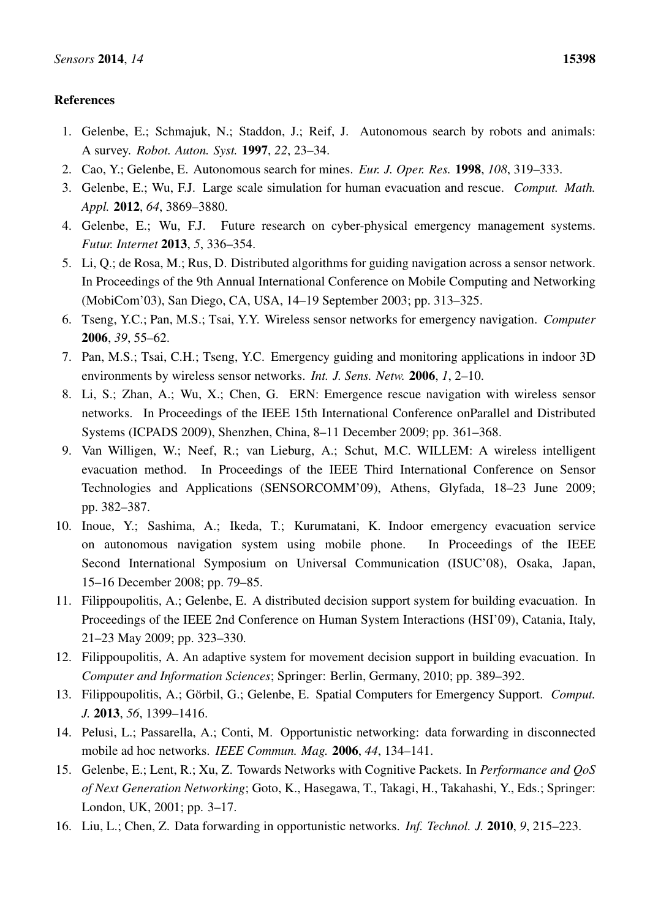## References

1. Gelenbe, E.; Schmajuk, N.; Staddon, J.; Reif, J. Autonomous search by robots and animals: A survey. *Robot. Auton. Syst.* **1997**, *22*, 23–34.
2. Cao, Y.; Gelenbe, E. Autonomous search for mines. *Eur. J. Oper. Res.* **1998**, *108*, 319–333.
3. Gelenbe, E.; Wu, F.J. Large scale simulation for human evacuation and rescue. *Comput. Math. Appl.* **2012**, *64*, 3869–3880.
4. Gelenbe, E.; Wu, F.J. Future research on cyber-physical emergency management systems. *Futur. Internet* **2013**, *5*, 336–354.
5. Li, Q.; de Rosa, M.; Rus, D. Distributed algorithms for guiding navigation across a sensor network. In Proceedings of the 9th Annual International Conference on Mobile Computing and Networking (MobiCom'03), San Diego, CA, USA, 14–19 September 2003; pp. 313–325.
6. Tseng, Y.C.; Pan, M.S.; Tsai, Y.Y. Wireless sensor networks for emergency navigation. *Computer* **2006**, *39*, 55–62.
7. Pan, M.S.; Tsai, C.H.; Tseng, Y.C. Emergency guiding and monitoring applications in indoor 3D environments by wireless sensor networks. *Int. J. Sens. Netw.* **2006**, *1*, 2–10.
8. Li, S.; Zhan, A.; Wu, X.; Chen, G. ERN: Emergence rescue navigation with wireless sensor networks. In Proceedings of the IEEE 15th International Conference onParallel and Distributed Systems (ICPADS 2009), Shenzhen, China, 8–11 December 2009; pp. 361–368.
9. Van Willigen, W.; Neef, R.; van Lieburg, A.; Schut, M.C. WILLEM: A wireless intelligent evacuation method. In Proceedings of the IEEE Third International Conference on Sensor Technologies and Applications (SENSORCOMM'09), Athens, Glyfada, 18–23 June 2009; pp. 382–387.
10. Inoue, Y.; Sashima, A.; Ikeda, T.; Kurumatani, K. Indoor emergency evacuation service on autonomous navigation system using mobile phone. In Proceedings of the IEEE Second International Symposium on Universal Communication (ISUC'08), Osaka, Japan, 15–16 December 2008; pp. 79–85.
11. Filippoupolitis, A.; Gelenbe, E. A distributed decision support system for building evacuation. In Proceedings of the IEEE 2nd Conference on Human System Interactions (HSI'09), Catania, Italy, 21–23 May 2009; pp. 323–330.
12. Filippoupolitis, A. An adaptive system for movement decision support in building evacuation. In *Computer and Information Sciences*; Springer: Berlin, Germany, 2010; pp. 389–392.
13. Filippoupolitis, A.; Görbil, G.; Gelenbe, E. Spatial Computers for Emergency Support. *Comput. J.* **2013**, *56*, 1399–1416.
14. Pelusi, L.; Passarella, A.; Conti, M. Opportunistic networking: data forwarding in disconnected mobile ad hoc networks. *IEEE Commun. Mag.* **2006**, *44*, 134–141.
15. Gelenbe, E.; Lent, R.; Xu, Z. Towards Networks with Cognitive Packets. In *Performance and QoS of Next Generation Networking*; Goto, K., Hasegawa, T., Takagi, H., Takahashi, Y., Eds.; Springer: London, UK, 2001; pp. 3–17.
16. Liu, L.; Chen, Z. Data forwarding in opportunistic networks. *Inf. Technol. J.* **2010**, *9*, 215–223.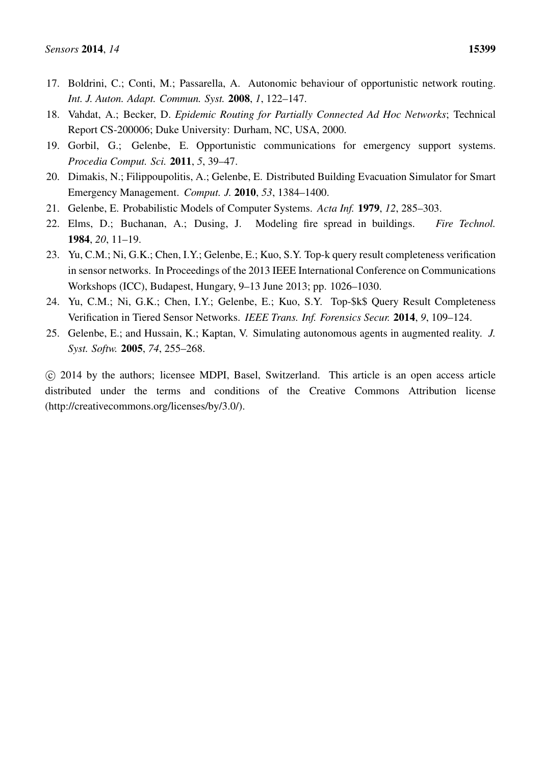17. Boldrini, C.; Conti, M.; Passarella, A. Autonomic behaviour of opportunistic network routing. *Int. J. Auton. Adapt. Commun. Syst.* **2008**, *1*, 122–147.
18. Vahdat, A.; Becker, D. *Epidemic Routing for Partially Connected Ad Hoc Networks*; Technical Report CS-200006; Duke University: Durham, NC, USA, 2000.
19. Gorbil, G.; Gelenbe, E. Opportunistic communications for emergency support systems. *Procedia Comput. Sci.* **2011**, *5*, 39–47.
20. Dimakis, N.; Filippoupolitis, A.; Gelenbe, E. Distributed Building Evacuation Simulator for Smart Emergency Management. *Comput. J.* **2010**, *53*, 1384–1400.
21. Gelenbe, E. Probabilistic Models of Computer Systems. *Acta Inf.* **1979**, *12*, 285–303.
22. Elms, D.; Buchanan, A.; Dusing, J. Modeling fire spread in buildings. *Fire Technol.* **1984**, *20*, 11–19.
23. Yu, C.M.; Ni, G.K.; Chen, I.Y.; Gelenbe, E.; Kuo, S.Y. Top-k query result completeness verification in sensor networks. In Proceedings of the 2013 IEEE International Conference on Communications Workshops (ICC), Budapest, Hungary, 9–13 June 2013; pp. 1026–1030.
24. Yu, C.M.; Ni, G.K.; Chen, I.Y.; Gelenbe, E.; Kuo, S.Y. Top-$k$ Query Result Completeness Verification in Tiered Sensor Networks. *IEEE Trans. Inf. Forensics Secur.* **2014**, *9*, 109–124.
25. Gelenbe, E.; and Hussain, K.; Kaptan, V. Simulating autonomous agents in augmented reality. *J. Syst. Softw.* **2005**, *74*, 255–268.

© 2014 by the authors; licensee MDPI, Basel, Switzerland. This article is an open access article distributed under the terms and conditions of the Creative Commons Attribution license (http://creativecommons.org/licenses/by/3.0/).